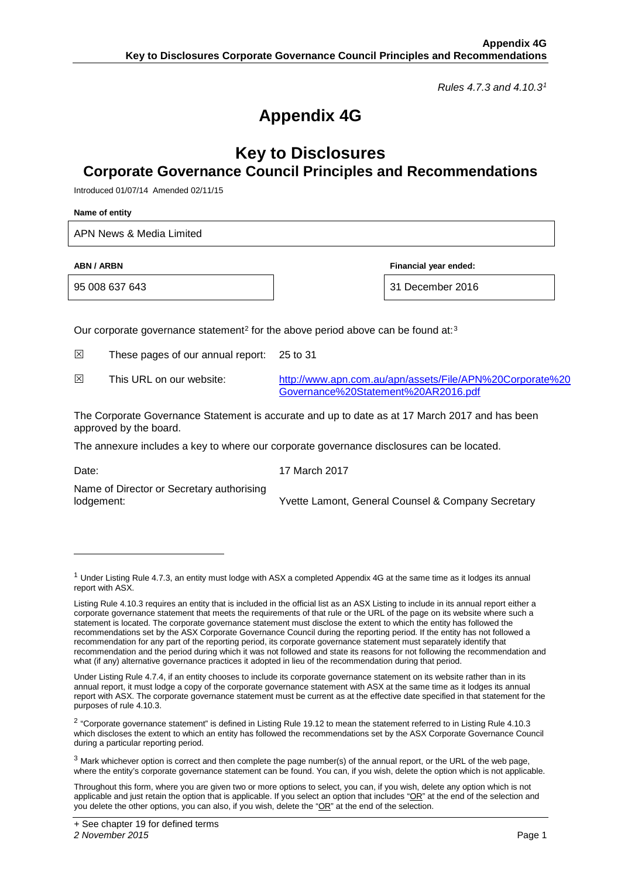*Rules 4.7.3 and 4.10.3*[1]

# Appendix 4G

## Key to Disclosures
## Corporate Governance Council Principles and Recommendations

Introduced 01/07/14 Amended 02/11/15

**Name of entity**

| APN News & Media Limited |
|---|

| **ABN / ARBN** | **Financial year ended:** |
|---|---|
| 95 008 637 643 | 31 December 2016 |

Our corporate governance statement[2] for the above period above can be found at:[3]

| | | |
|---|---|---|
| ☒ | These pages of our annual report: | 25 to 31 |
| ☒ | This URL on our website: | http://www.apn.com.au/apn/assets/File/APN%20Corporate%20Governance%20Statement%20AR2016.pdf |

The Corporate Governance Statement is accurate and up to date as at 17 March 2017 and has been approved by the board.

The annexure includes a key to where our corporate governance disclosures can be located.

| | |
|---|---|
| Date: | 17 March 2017 |
| Name of Director or Secretary authorising lodgement: | Yvette Lamont, General Counsel & Company Secretary |

---

[1] Under Listing Rule 4.7.3, an entity must lodge with ASX a completed Appendix 4G at the same time as it lodges its annual report with ASX.

Listing Rule 4.10.3 requires an entity that is included in the official list as an ASX Listing to include in its annual report either a corporate governance statement that meets the requirements of that rule or the URL of the page on its website where such a statement is located. The corporate governance statement must disclose the extent to which the entity has followed the recommendations set by the ASX Corporate Governance Council during the reporting period. If the entity has not followed a recommendation for any part of the reporting period, its corporate governance statement must separately identify that recommendation and the period during which it was not followed and state its reasons for not following the recommendation and what (if any) alternative governance practices it adopted in lieu of the recommendation during that period.

Under Listing Rule 4.7.4, if an entity chooses to include its corporate governance statement on its website rather than in its annual report, it must lodge a copy of the corporate governance statement with ASX at the same time as it lodges its annual report with ASX. The corporate governance statement must be current as at the effective date specified in that statement for the purposes of rule 4.10.3.

[2] "Corporate governance statement" is defined in Listing Rule 19.12 to mean the statement referred to in Listing Rule 4.10.3 which discloses the extent to which an entity has followed the recommendations set by the ASX Corporate Governance Council during a particular reporting period.

[3] Mark whichever option is correct and then complete the page number(s) of the annual report, or the URL of the web page, where the entity's corporate governance statement can be found. You can, if you wish, delete the option which is not applicable.

Throughout this form, where you are given two or more options to select, you can, if you wish, delete any option which is not applicable and just retain the option that is applicable. If you select an option that includes "OR" at the end of the selection and you delete the other options, you can also, if you wish, delete the "OR" at the end of the selection.

+ See chapter 19 for defined terms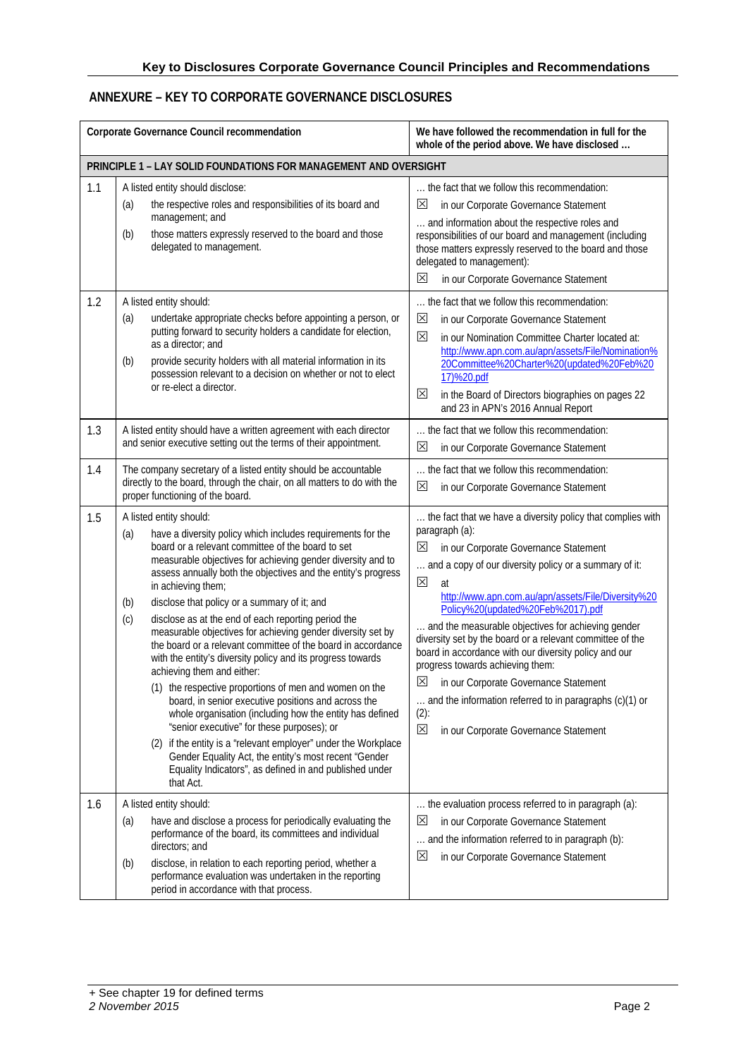### ANNEXURE – KEY TO CORPORATE GOVERNANCE DISCLOSURES

| | Corporate Governance Council recommendation | We have followed the recommendation in full for the whole of the period above. We have disclosed … |
|---|---|---|
| **PRINCIPLE 1 – LAY SOLID FOUNDATIONS FOR MANAGEMENT AND OVERSIGHT** | | |
| 1.1 | A listed entity should disclose:<br>(a) the respective roles and responsibilities of its board and management; and<br>(b) those matters expressly reserved to the board and those delegated to management. | … the fact that we follow this recommendation:<br>☒ in our Corporate Governance Statement<br>… and information about the respective roles and responsibilities of our board and management (including those matters expressly reserved to the board and those delegated to management):<br>☒ in our Corporate Governance Statement |
| 1.2 | A listed entity should:<br>(a) undertake appropriate checks before appointing a person, or putting forward to security holders a candidate for election, as a director; and<br>(b) provide security holders with all material information in its possession relevant to a decision on whether or not to elect or re-elect a director. | … the fact that we follow this recommendation:<br>☒ in our Corporate Governance Statement<br>☒ in our Nomination Committee Charter located at: http://www.apn.com.au/apn/assets/File/Nomination%20Committee%20Charter%20(updated%20Feb%2017)%20.pdf<br>☒ in the Board of Directors biographies on pages 22 and 23 in APN's 2016 Annual Report |
| 1.3 | A listed entity should have a written agreement with each director and senior executive setting out the terms of their appointment. | … the fact that we follow this recommendation:<br>☒ in our Corporate Governance Statement |
| 1.4 | The company secretary of a listed entity should be accountable directly to the board, through the chair, on all matters to do with the proper functioning of the board. | … the fact that we follow this recommendation:<br>☒ in our Corporate Governance Statement |
| 1.5 | A listed entity should:<br>(a) have a diversity policy which includes requirements for the board or a relevant committee of the board to set measurable objectives for achieving gender diversity and to assess annually both the objectives and the entity's progress in achieving them;<br>(b) disclose that policy or a summary of it; and<br>(c) disclose as at the end of each reporting period the measurable objectives for achieving gender diversity set by the board or a relevant committee of the board in accordance with the entity's diversity policy and its progress towards achieving them and either:<br>(1) the respective proportions of men and women on the board, in senior executive positions and across the whole organisation (including how the entity has defined "senior executive" for these purposes); or<br>(2) if the entity is a "relevant employer" under the Workplace Gender Equality Act, the entity's most recent "Gender Equality Indicators", as defined in and published under that Act. | … the fact that we have a diversity policy that complies with paragraph (a):<br>☒ in our Corporate Governance Statement<br>… and a copy of our diversity policy or a summary of it:<br>☒ at http://www.apn.com.au/apn/assets/File/Diversity%20Policy%20(updated%20Feb%2017).pdf<br>… and the measurable objectives for achieving gender diversity set by the board or a relevant committee of the board in accordance with our diversity policy and our progress towards achieving them:<br>☒ in our Corporate Governance Statement<br>… and the information referred to in paragraphs (c)(1) or (2):<br>☒ in our Corporate Governance Statement |
| 1.6 | A listed entity should:<br>(a) have and disclose a process for periodically evaluating the performance of the board, its committees and individual directors; and<br>(b) disclose, in relation to each reporting period, whether a performance evaluation was undertaken in the reporting period in accordance with that process. | … the evaluation process referred to in paragraph (a):<br>☒ in our Corporate Governance Statement<br>… and the information referred to in paragraph (b):<br>☒ in our Corporate Governance Statement |

+ See chapter 19 for defined terms
*2 November 2015*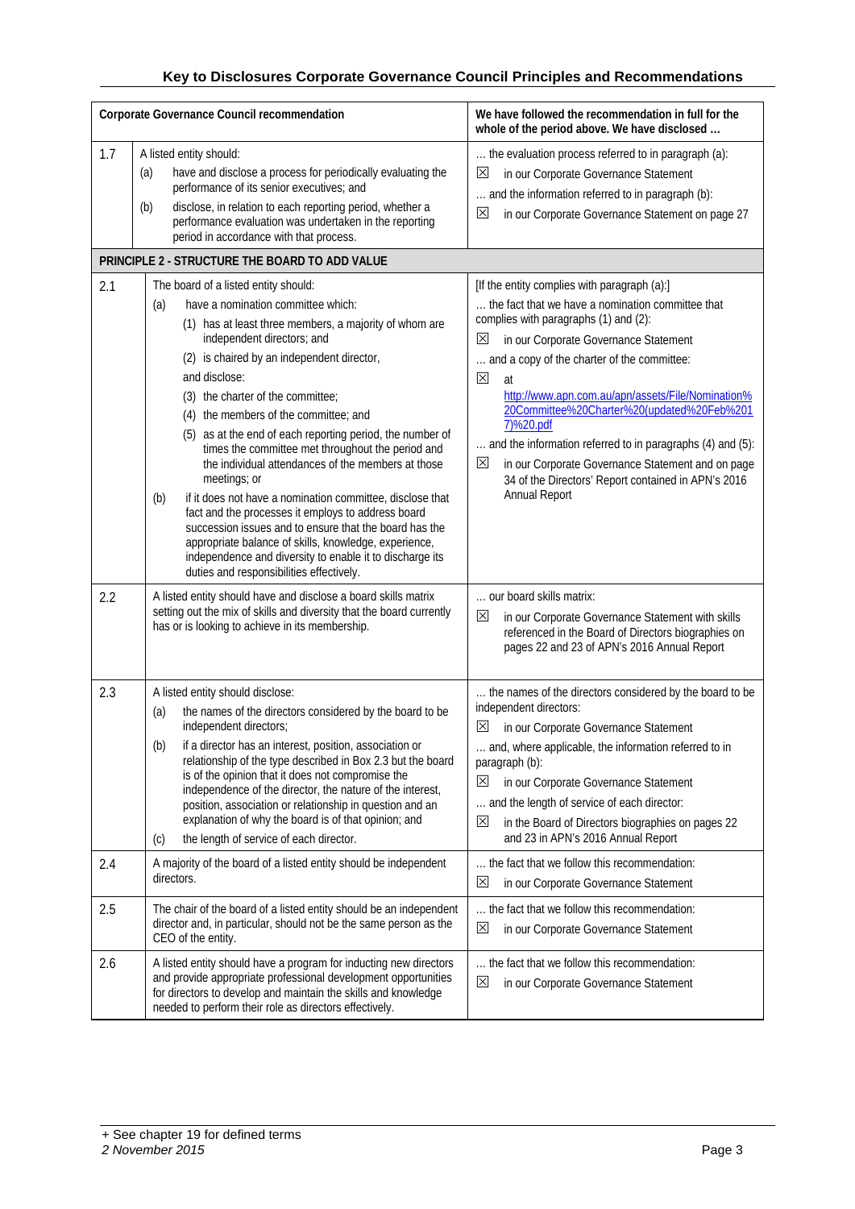## Key to Disclosures Corporate Governance Council Principles and Recommendations

| Corporate Governance Council recommendation | | We have followed the recommendation in full for the whole of the period above. We have disclosed … |
|---|---|---|
| 1.7 | A listed entity should:<br>(a) have and disclose a process for periodically evaluating the performance of its senior executives; and<br>(b) disclose, in relation to each reporting period, whether a performance evaluation was undertaken in the reporting period in accordance with that process. | … the evaluation process referred to in paragraph (a):<br>☒ in our Corporate Governance Statement<br>… and the information referred to in paragraph (b):<br>☒ in our Corporate Governance Statement on page 27 |
| **PRINCIPLE 2 - STRUCTURE THE BOARD TO ADD VALUE** | | |
| 2.1 | The board of a listed entity should:<br>(a) have a nomination committee which:<br>(1) has at least three members, a majority of whom are independent directors; and<br>(2) is chaired by an independent director,<br>and disclose:<br>(3) the charter of the committee;<br>(4) the members of the committee; and<br>(5) as at the end of each reporting period, the number of times the committee met throughout the period and the individual attendances of the members at those meetings; or<br>(b) if it does not have a nomination committee, disclose that fact and the processes it employs to address board succession issues and to ensure that the board has the appropriate balance of skills, knowledge, experience, independence and diversity to enable it to discharge its duties and responsibilities effectively. | [If the entity complies with paragraph (a):]<br>… the fact that we have a nomination committee that complies with paragraphs (1) and (2):<br>☒ in our Corporate Governance Statement<br>… and a copy of the charter of the committee:<br>☒ at http://www.apn.com.au/apn/assets/File/Nomination%20Committee%20Charter%20(updated%20Feb%2017)%20.pdf<br>… and the information referred to in paragraphs (4) and (5):<br>☒ in our Corporate Governance Statement and on page 34 of the Directors' Report contained in APN's 2016 Annual Report |
| 2.2 | A listed entity should have and disclose a board skills matrix setting out the mix of skills and diversity that the board currently has or is looking to achieve in its membership. | … our board skills matrix:<br>☒ in our Corporate Governance Statement with skills referenced in the Board of Directors biographies on pages 22 and 23 of APN's 2016 Annual Report |
| 2.3 | A listed entity should disclose:<br>(a) the names of the directors considered by the board to be independent directors;<br>(b) if a director has an interest, position, association or relationship of the type described in Box 2.3 but the board is of the opinion that it does not compromise the independence of the director, the nature of the interest, position, association or relationship in question and an explanation of why the board is of that opinion; and<br>(c) the length of service of each director. | … the names of the directors considered by the board to be independent directors:<br>☒ in our Corporate Governance Statement<br>… and, where applicable, the information referred to in paragraph (b):<br>☒ in our Corporate Governance Statement<br>… and the length of service of each director:<br>☒ in the Board of Directors biographies on pages 22 and 23 in APN's 2016 Annual Report |
| 2.4 | A majority of the board of a listed entity should be independent directors. | … the fact that we follow this recommendation:<br>☒ in our Corporate Governance Statement |
| 2.5 | The chair of the board of a listed entity should be an independent director and, in particular, should not be the same person as the CEO of the entity. | … the fact that we follow this recommendation:<br>☒ in our Corporate Governance Statement |
| 2.6 | A listed entity should have a program for inducting new directors and provide appropriate professional development opportunities for directors to develop and maintain the skills and knowledge needed to perform their role as directors effectively. | … the fact that we follow this recommendation:<br>☒ in our Corporate Governance Statement |

+ See chapter 19 for defined terms
*2 November 2015*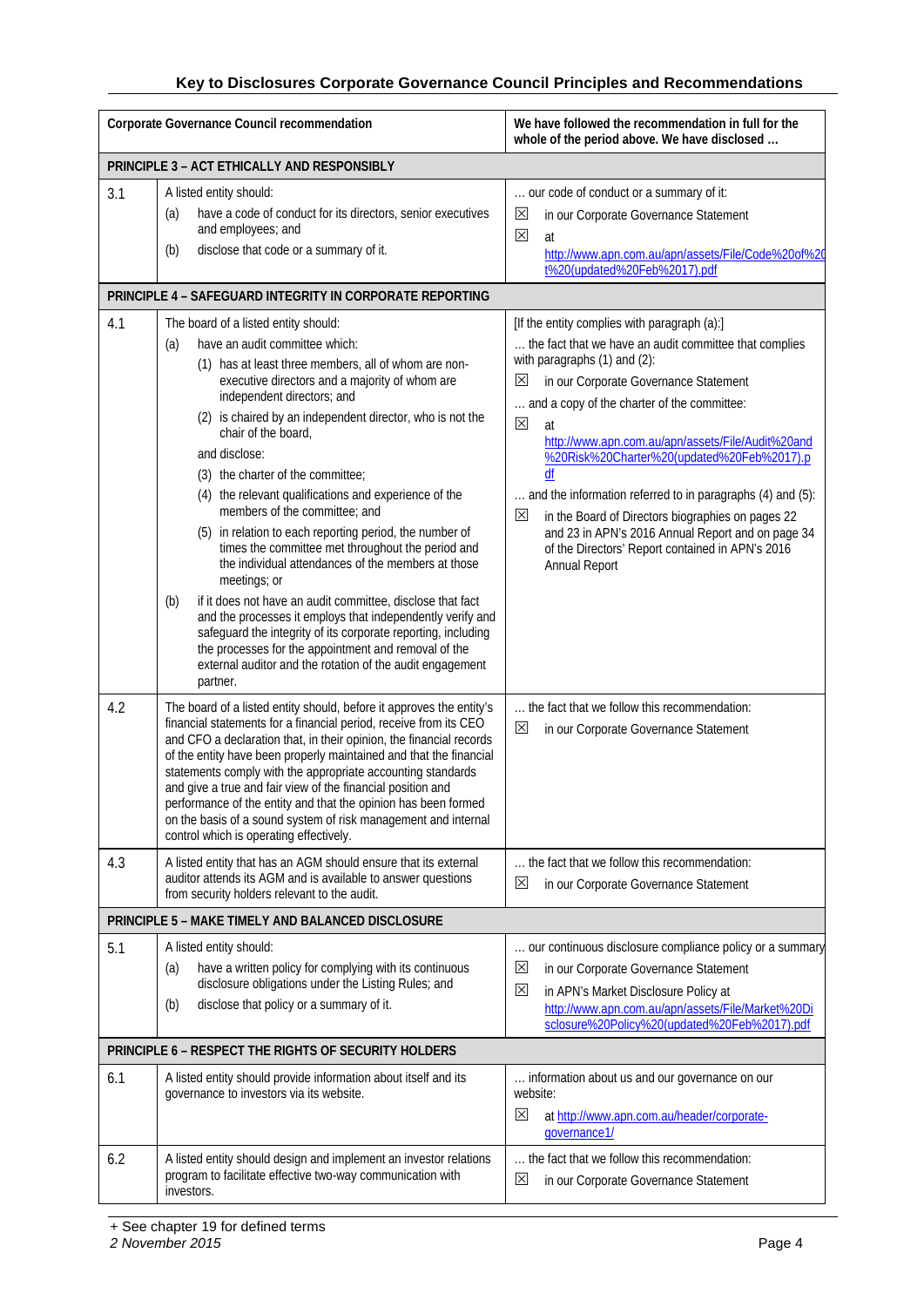# Key to Disclosures Corporate Governance Council Principles and Recommendations

| Corporate Governance Council recommendation | | We have followed the recommendation in full for the whole of the period above. We have disclosed … |
|---|---|---|
| **PRINCIPLE 3 – ACT ETHICALLY AND RESPONSIBLY** | | |
| 3.1 | A listed entity should:<br>(a) have a code of conduct for its directors, senior executives and employees; and<br>(b) disclose that code or a summary of it. | … our code of conduct or a summary of it:<br>☒ in our Corporate Governance Statement<br>☒ at http://www.apn.com.au/apn/assets/File/Code%20of%20t%20(updated%20Feb%2017).pdf |
| **PRINCIPLE 4 – SAFEGUARD INTEGRITY IN CORPORATE REPORTING** | | |
| 4.1 | The board of a listed entity should:<br>(a) have an audit committee which:<br>(1) has at least three members, all of whom are non-executive directors and a majority of whom are independent directors; and<br>(2) is chaired by an independent director, who is not the chair of the board,<br>and disclose:<br>(3) the charter of the committee;<br>(4) the relevant qualifications and experience of the members of the committee; and<br>(5) in relation to each reporting period, the number of times the committee met throughout the period and the individual attendances of the members at those meetings; or<br>(b) if it does not have an audit committee, disclose that fact and the processes it employs that independently verify and safeguard the integrity of its corporate reporting, including the processes for the appointment and removal of the external auditor and the rotation of the audit engagement partner. | [If the entity complies with paragraph (a):]<br>… the fact that we have an audit committee that complies with paragraphs (1) and (2):<br>☒ in our Corporate Governance Statement<br>… and a copy of the charter of the committee:<br>☒ at http://www.apn.com.au/apn/assets/File/Audit%20and%20Risk%20Charter%20(updated%20Feb%2017).pdf<br>… and the information referred to in paragraphs (4) and (5):<br>☒ in the Board of Directors biographies on pages 22 and 23 in APN's 2016 Annual Report and on page 34 of the Directors' Report contained in APN's 2016 Annual Report |
| 4.2 | The board of a listed entity should, before it approves the entity's financial statements for a financial period, receive from its CEO and CFO a declaration that, in their opinion, the financial records of the entity have been properly maintained and that the financial statements comply with the appropriate accounting standards and give a true and fair view of the financial position and performance of the entity and that the opinion has been formed on the basis of a sound system of risk management and internal control which is operating effectively. | … the fact that we follow this recommendation:<br>☒ in our Corporate Governance Statement |
| 4.3 | A listed entity that has an AGM should ensure that its external auditor attends its AGM and is available to answer questions from security holders relevant to the audit. | … the fact that we follow this recommendation:<br>☒ in our Corporate Governance Statement |
| **PRINCIPLE 5 – MAKE TIMELY AND BALANCED DISCLOSURE** | | |
| 5.1 | A listed entity should:<br>(a) have a written policy for complying with its continuous disclosure obligations under the Listing Rules; and<br>(b) disclose that policy or a summary of it. | … our continuous disclosure compliance policy or a summary<br>☒ in our Corporate Governance Statement<br>☒ in APN's Market Disclosure Policy at http://www.apn.com.au/apn/assets/File/Market%20Disclosure%20Policy%20(updated%20Feb%2017).pdf |
| **PRINCIPLE 6 – RESPECT THE RIGHTS OF SECURITY HOLDERS** | | |
| 6.1 | A listed entity should provide information about itself and its governance to investors via its website. | … information about us and our governance on our website:<br>☒ at http://www.apn.com.au/header/corporate-governance1/ |
| 6.2 | A listed entity should design and implement an investor relations program to facilitate effective two-way communication with investors. | … the fact that we follow this recommendation:<br>☒ in our Corporate Governance Statement |

+ See chapter 19 for defined terms

*2 November 2015*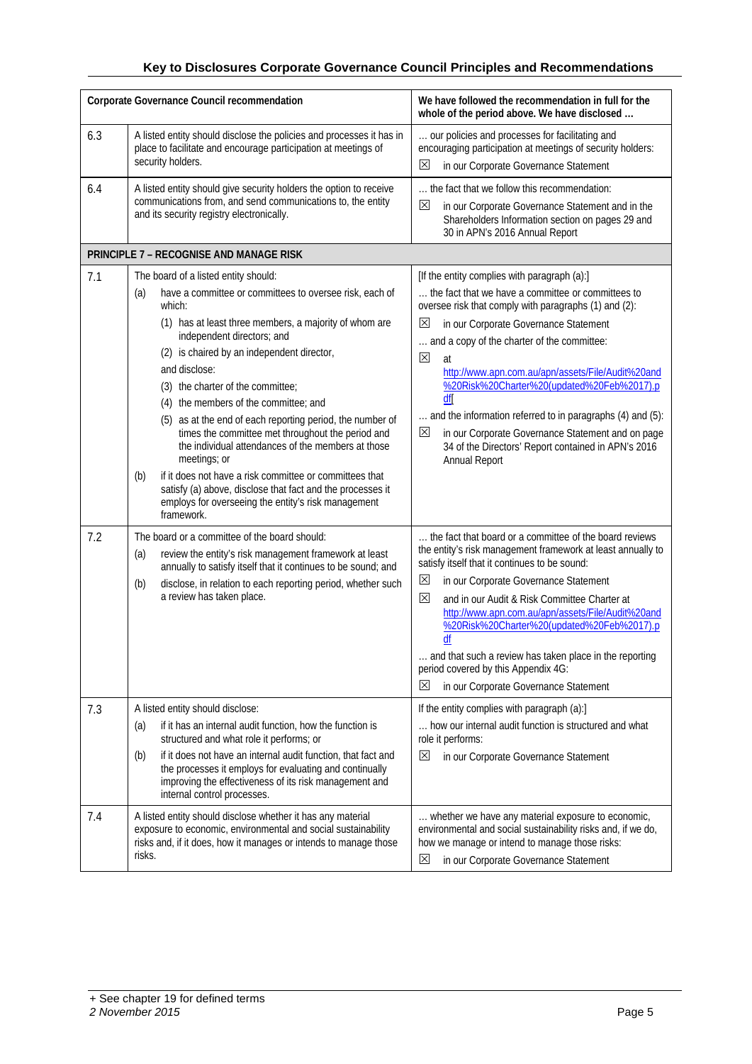## Key to Disclosures Corporate Governance Council Principles and Recommendations

| Corporate Governance Council recommendation | | We have followed the recommendation in full for the whole of the period above. We have disclosed … |
|---|---|---|
| 6.3 | A listed entity should disclose the policies and processes it has in place to facilitate and encourage participation at meetings of security holders. | … our policies and processes for facilitating and encouraging participation at meetings of security holders: ☒ in our Corporate Governance Statement |
| 6.4 | A listed entity should give security holders the option to receive communications from, and send communications to, the entity and its security registry electronically. | … the fact that we follow this recommendation: ☒ in our Corporate Governance Statement and in the Shareholders Information section on pages 29 and 30 in APN's 2016 Annual Report |
| **PRINCIPLE 7 – RECOGNISE AND MANAGE RISK** | | |
| 7.1 | The board of a listed entity should: (a) have a committee or committees to oversee risk, each of which: (1) has at least three members, a majority of whom are independent directors; and (2) is chaired by an independent director, and disclose: (3) the charter of the committee; (4) the members of the committee; and (5) as at the end of each reporting period, the number of times the committee met throughout the period and the individual attendances of the members at those meetings; or (b) if it does not have a risk committee or committees that satisfy (a) above, disclose that fact and the processes it employs for overseeing the entity's risk management framework. | [If the entity complies with paragraph (a):] … the fact that we have a committee or committees to oversee risk that comply with paragraphs (1) and (2): ☒ in our Corporate Governance Statement … and a copy of the charter of the committee: ☒ at http://www.apn.com.au/apn/assets/File/Audit%20and%20Risk%20Charter%20(updated%20Feb%2017).pdf[ … and the information referred to in paragraphs (4) and (5): ☒ in our Corporate Governance Statement and on page 34 of the Directors' Report contained in APN's 2016 Annual Report |
| 7.2 | The board or a committee of the board should: (a) review the entity's risk management framework at least annually to satisfy itself that it continues to be sound; and (b) disclose, in relation to each reporting period, whether such a review has taken place. | … the fact that board or a committee of the board reviews the entity's risk management framework at least annually to satisfy itself that it continues to be sound: ☒ in our Corporate Governance Statement ☒ and in our Audit & Risk Committee Charter at http://www.apn.com.au/apn/assets/File/Audit%20and%20Risk%20Charter%20(updated%20Feb%2017).pdf … and that such a review has taken place in the reporting period covered by this Appendix 4G: ☒ in our Corporate Governance Statement |
| 7.3 | A listed entity should disclose: (a) if it has an internal audit function, how the function is structured and what role it performs; or (b) if it does not have an internal audit function, that fact and the processes it employs for evaluating and continually improving the effectiveness of its risk management and internal control processes. | If the entity complies with paragraph (a):] … how our internal audit function is structured and what role it performs: ☒ in our Corporate Governance Statement |
| 7.4 | A listed entity should disclose whether it has any material exposure to economic, environmental and social sustainability risks and, if it does, how it manages or intends to manage those risks. | … whether we have any material exposure to economic, environmental and social sustainability risks and, if we do, how we manage or intend to manage those risks: ☒ in our Corporate Governance Statement |

+ See chapter 19 for defined terms
*2 November 2015*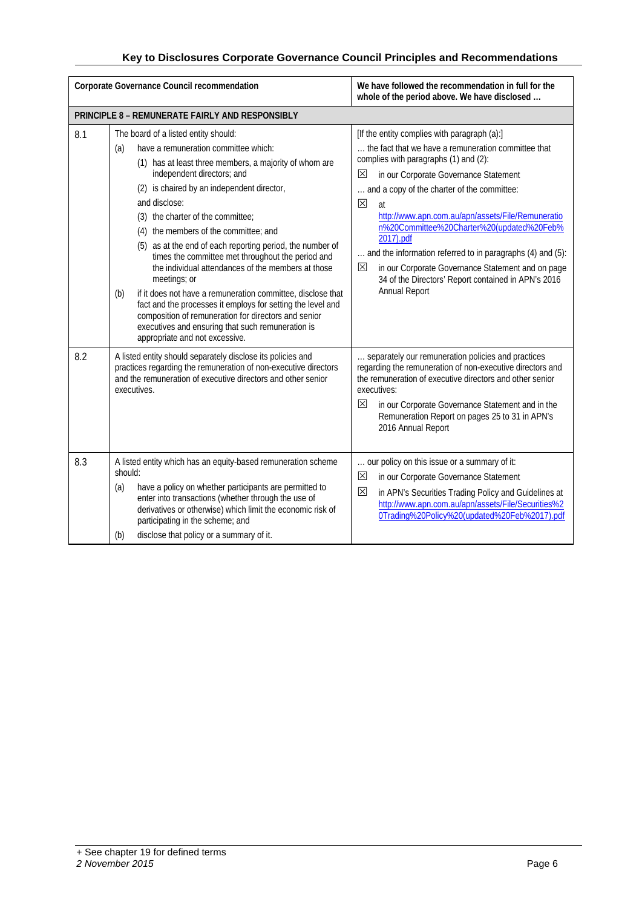## Key to Disclosures Corporate Governance Council Principles and Recommendations

| Corporate Governance Council recommendation | | We have followed the recommendation in full for the whole of the period above. We have disclosed … |
|---|---|---|
| **PRINCIPLE 8 – REMUNERATE FAIRLY AND RESPONSIBLY** | | |
| 8.1 | The board of a listed entity should:<br>(a) have a remuneration committee which:<br>(1) has at least three members, a majority of whom are independent directors; and<br>(2) is chaired by an independent director,<br>and disclose:<br>(3) the charter of the committee;<br>(4) the members of the committee; and<br>(5) as at the end of each reporting period, the number of times the committee met throughout the period and the individual attendances of the members at those meetings; or<br>(b) if it does not have a remuneration committee, disclose that fact and the processes it employs for setting the level and composition of remuneration for directors and senior executives and ensuring that such remuneration is appropriate and not excessive. | [If the entity complies with paragraph (a):]<br>… the fact that we have a remuneration committee that complies with paragraphs (1) and (2):<br>☒ in our Corporate Governance Statement<br>… and a copy of the charter of the committee:<br>☒ at http://www.apn.com.au/apn/assets/File/Remuneration%20Committee%20Charter%20(updated%20Feb%2017).pdf<br>… and the information referred to in paragraphs (4) and (5):<br>☒ in our Corporate Governance Statement and on page 34 of the Directors' Report contained in APN's 2016 Annual Report |
| 8.2 | A listed entity should separately disclose its policies and practices regarding the remuneration of non-executive directors and the remuneration of executive directors and other senior executives. | … separately our remuneration policies and practices regarding the remuneration of non-executive directors and the remuneration of executive directors and other senior executives:<br>☒ in our Corporate Governance Statement and in the Remuneration Report on pages 25 to 31 in APN's 2016 Annual Report |
| 8.3 | A listed entity which has an equity-based remuneration scheme should:<br>(a) have a policy on whether participants are permitted to enter into transactions (whether through the use of derivatives or otherwise) which limit the economic risk of participating in the scheme; and<br>(b) disclose that policy or a summary of it. | … our policy on this issue or a summary of it:<br>☒ in our Corporate Governance Statement<br>☒ in APN's Securities Trading Policy and Guidelines at http://www.apn.com.au/apn/assets/File/Securities%20Trading%20Policy%20(updated%20Feb%2017).pdf |

+ See chapter 19 for defined terms
*2 November 2015*